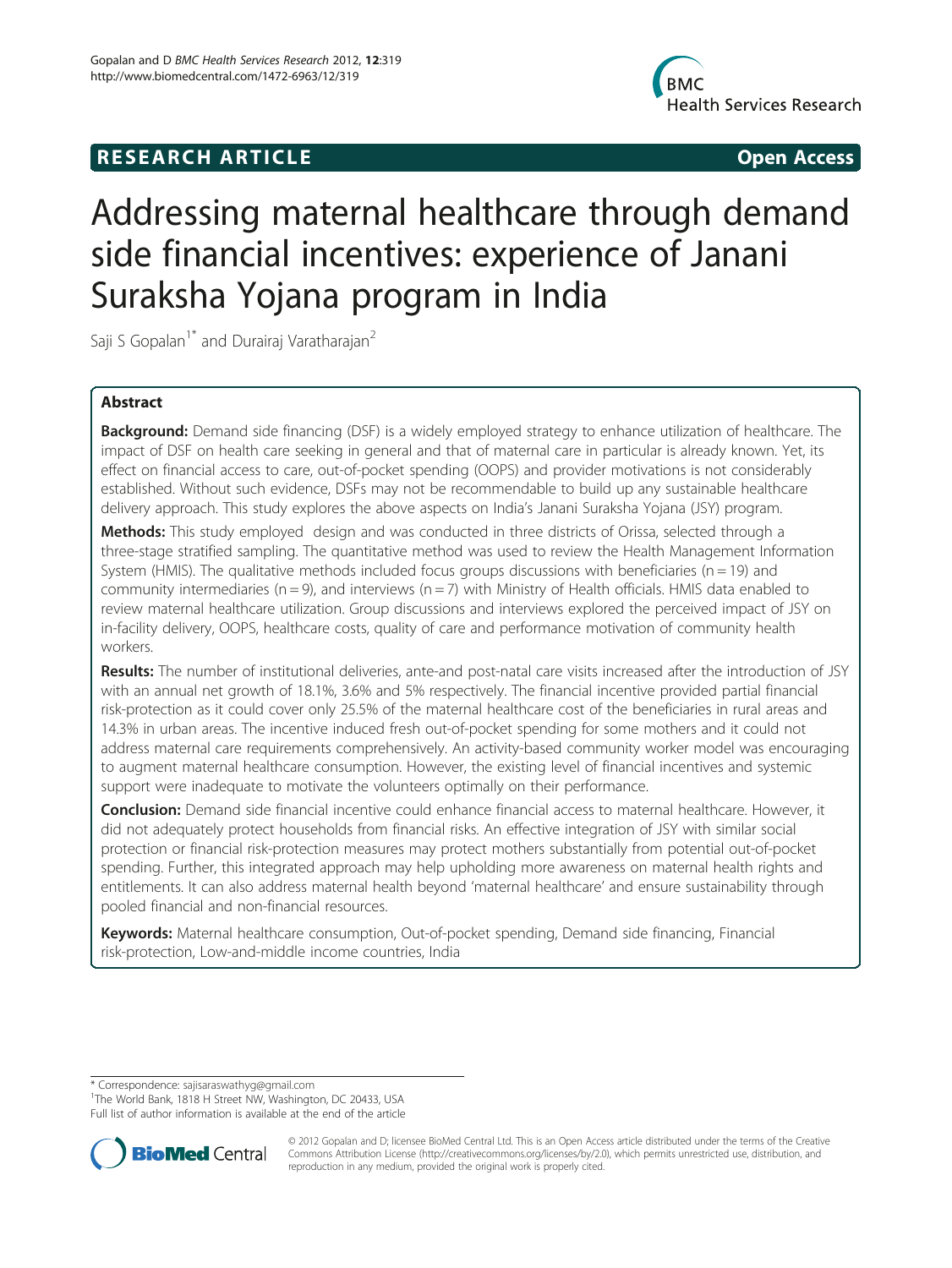**RESEARCH ARTICLE** **Open Access**

# Addressing maternal healthcare through demand side financial incentives: experience of Janani Suraksha Yojana program in India

Saji S Gopalan[1*] and Durairaj Varatharajan[2]

## Abstract

**Background:** Demand side financing (DSF) is a widely employed strategy to enhance utilization of healthcare. The impact of DSF on health care seeking in general and that of maternal care in particular is already known. Yet, its effect on financial access to care, out-of-pocket spending (OOPS) and provider motivations is not considerably established. Without such evidence, DSFs may not be recommendable to build up any sustainable healthcare delivery approach. This study explores the above aspects on India's Janani Suraksha Yojana (JSY) program.

**Methods:** This study employed design and was conducted in three districts of Orissa, selected through a three-stage stratified sampling. The quantitative method was used to review the Health Management Information System (HMIS). The qualitative methods included focus groups discussions with beneficiaries (n = 19) and community intermediaries (n = 9), and interviews (n = 7) with Ministry of Health officials. HMIS data enabled to review maternal healthcare utilization. Group discussions and interviews explored the perceived impact of JSY on in-facility delivery, OOPS, healthcare costs, quality of care and performance motivation of community health workers.

**Results:** The number of institutional deliveries, ante-and post-natal care visits increased after the introduction of JSY with an annual net growth of 18.1%, 3.6% and 5% respectively. The financial incentive provided partial financial risk-protection as it could cover only 25.5% of the maternal healthcare cost of the beneficiaries in rural areas and 14.3% in urban areas. The incentive induced fresh out-of-pocket spending for some mothers and it could not address maternal care requirements comprehensively. An activity-based community worker model was encouraging to augment maternal healthcare consumption. However, the existing level of financial incentives and systemic support were inadequate to motivate the volunteers optimally on their performance.

**Conclusion:** Demand side financial incentive could enhance financial access to maternal healthcare. However, it did not adequately protect households from financial risks. An effective integration of JSY with similar social protection or financial risk-protection measures may protect mothers substantially from potential out-of-pocket spending. Further, this integrated approach may help upholding more awareness on maternal health rights and entitlements. It can also address maternal health beyond 'maternal healthcare' and ensure sustainability through pooled financial and non-financial resources.

**Keywords:** Maternal healthcare consumption, Out-of-pocket spending, Demand side financing, Financial risk-protection, Low-and-middle income countries, India

---

\* Correspondence: sajisaraswathyg@gmail.com
[1]The World Bank, 1818 H Street NW, Washington, DC 20433, USA
Full list of author information is available at the end of the article

© 2012 Gopalan and D; licensee BioMed Central Ltd. This is an Open Access article distributed under the terms of the Creative Commons Attribution License (http://creativecommons.org/licenses/by/2.0), which permits unrestricted use, distribution, and reproduction in any medium, provided the original work is properly cited.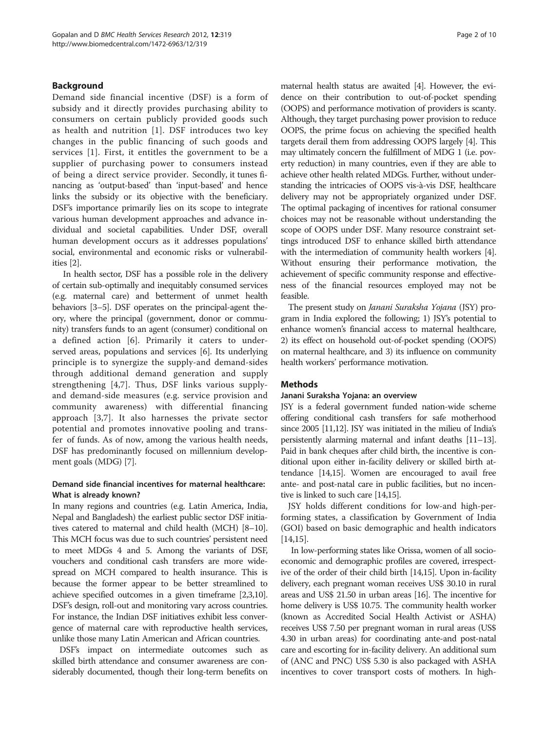## Background

Demand side financial incentive (DSF) is a form of subsidy and it directly provides purchasing ability to consumers on certain publicly provided goods such as health and nutrition [1]. DSF introduces two key changes in the public financing of such goods and services [1]. First, it entitles the government to be a supplier of purchasing power to consumers instead of being a direct service provider. Secondly, it tunes financing as 'output-based' than 'input-based' and hence links the subsidy or its objective with the beneficiary. DSF's importance primarily lies on its scope to integrate various human development approaches and advance individual and societal capabilities. Under DSF, overall human development occurs as it addresses populations' social, environmental and economic risks or vulnerabilities [2].

In health sector, DSF has a possible role in the delivery of certain sub-optimally and inequitably consumed services (e.g. maternal care) and betterment of unmet health behaviors [3–5]. DSF operates on the principal-agent theory, where the principal (government, donor or community) transfers funds to an agent (consumer) conditional on a defined action [6]. Primarily it caters to underserved areas, populations and services [6]. Its underlying principle is to synergize the supply-and demand-sides through additional demand generation and supply strengthening [4,7]. Thus, DSF links various supply-and demand-side measures (e.g. service provision and community awareness) with differential financing approach [3,7]. It also harnesses the private sector potential and promotes innovative pooling and transfer of funds. As of now, among the various health needs, DSF has predominantly focused on millennium development goals (MDG) [7].

### Demand side financial incentives for maternal healthcare: What is already known?

In many regions and countries (e.g. Latin America, India, Nepal and Bangladesh) the earliest public sector DSF initiatives catered to maternal and child health (MCH) [8–10]. This MCH focus was due to such countries' persistent need to meet MDGs 4 and 5. Among the variants of DSF, vouchers and conditional cash transfers are more widespread on MCH compared to health insurance. This is because the former appear to be better streamlined to achieve specified outcomes in a given timeframe [2,3,10]. DSF's design, roll-out and monitoring vary across countries. For instance, the Indian DSF initiatives exhibit less convergence of maternal care with reproductive health services, unlike those many Latin American and African countries.

DSF's impact on intermediate outcomes such as skilled birth attendance and consumer awareness are considerably documented, though their long-term benefits on maternal health status are awaited [4]. However, the evidence on their contribution to out-of-pocket spending (OOPS) and performance motivation of providers is scanty. Although, they target purchasing power provision to reduce OOPS, the prime focus on achieving the specified health targets derail them from addressing OOPS largely [4]. This may ultimately concern the fulfillment of MDG 1 (i.e. poverty reduction) in many countries, even if they are able to achieve other health related MDGs. Further, without understanding the intricacies of OOPS vis-à-vis DSF, healthcare delivery may not be appropriately organized under DSF. The optimal packaging of incentives for rational consumer choices may not be reasonable without understanding the scope of OOPS under DSF. Many resource constraint settings introduced DSF to enhance skilled birth attendance with the intermediation of community health workers [4]. Without ensuring their performance motivation, the achievement of specific community response and effectiveness of the financial resources employed may not be feasible.

The present study on *Janani Suraksha Yojana* (JSY) program in India explored the following; 1) JSY's potential to enhance women's financial access to maternal healthcare, 2) its effect on household out-of-pocket spending (OOPS) on maternal healthcare, and 3) its influence on community health workers' performance motivation.

## Methods

### Janani Suraksha Yojana: an overview

JSY is a federal government funded nation-wide scheme offering conditional cash transfers for safe motherhood since 2005 [11,12]. JSY was initiated in the milieu of India's persistently alarming maternal and infant deaths [11–13]. Paid in bank cheques after child birth, the incentive is conditional upon either in-facility delivery or skilled birth attendance [14,15]. Women are encouraged to avail free ante- and post-natal care in public facilities, but no incentive is linked to such care [14,15].

JSY holds different conditions for low-and high-performing states, a classification by Government of India (GOI) based on basic demographic and health indicators [14,15].

In low-performing states like Orissa, women of all socioeconomic and demographic profiles are covered, irrespective of the order of their child birth [14,15]. Upon in-facility delivery, each pregnant woman receives US$ 30.10 in rural areas and US$ 21.50 in urban areas [16]. The incentive for home delivery is US$ 10.75. The community health worker (known as Accredited Social Health Activist or ASHA) receives US$ 7.50 per pregnant woman in rural areas (US$ 4.30 in urban areas) for coordinating ante-and post-natal care and escorting for in-facility delivery. An additional sum of (ANC and PNC) US$ 5.30 is also packaged with ASHA incentives to cover transport costs of mothers. In high-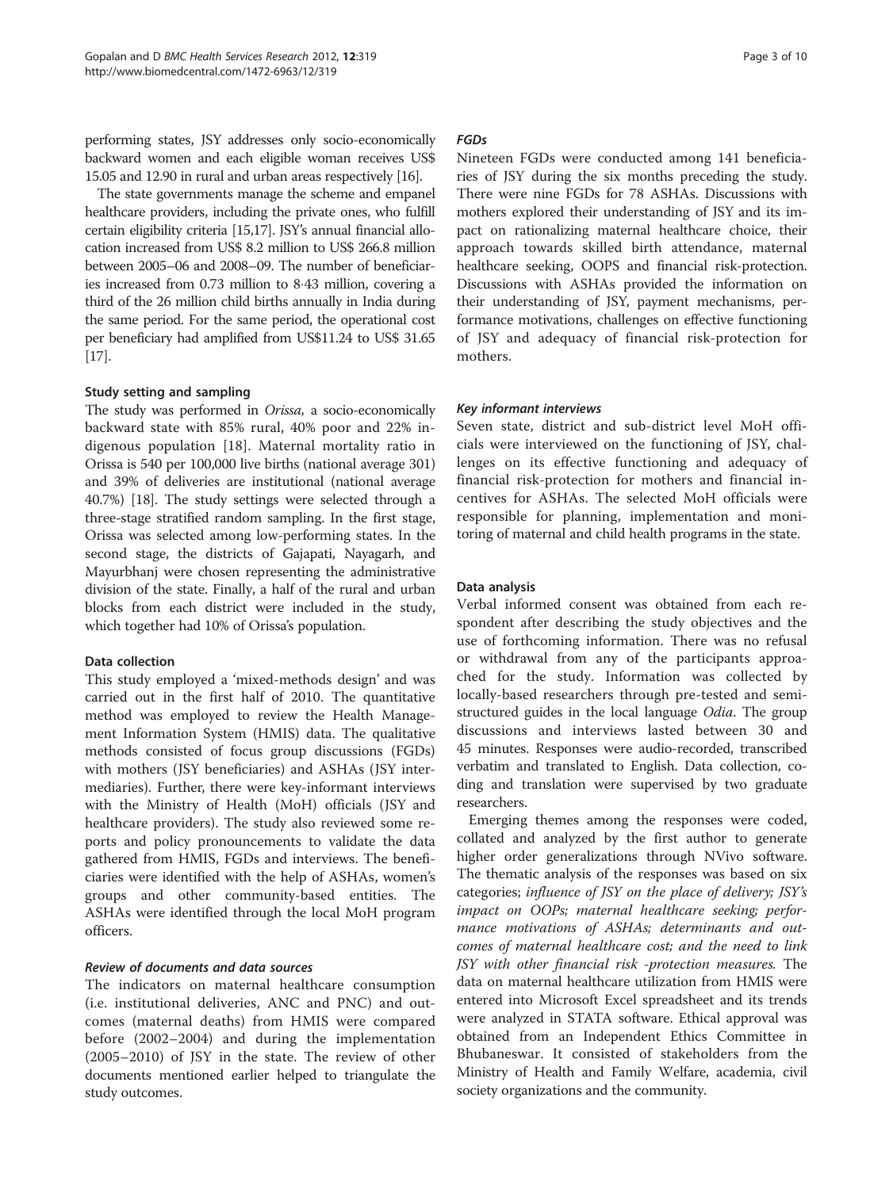performing states, JSY addresses only socio-economically backward women and each eligible woman receives US$ 15.05 and 12.90 in rural and urban areas respectively [16].

The state governments manage the scheme and empanel healthcare providers, including the private ones, who fulfill certain eligibility criteria [15,17]. JSY's annual financial allocation increased from US$ 8.2 million to US$ 266.8 million between 2005–06 and 2008–09. The number of beneficiaries increased from 0.73 million to 8·43 million, covering a third of the 26 million child births annually in India during the same period. For the same period, the operational cost per beneficiary had amplified from US$11.24 to US$ 31.65 [17].

### Study setting and sampling

The study was performed in *Orissa*, a socio-economically backward state with 85% rural, 40% poor and 22% indigenous population [18]. Maternal mortality ratio in Orissa is 540 per 100,000 live births (national average 301) and 39% of deliveries are institutional (national average 40.7%) [18]. The study settings were selected through a three-stage stratified random sampling. In the first stage, Orissa was selected among low-performing states. In the second stage, the districts of Gajapati, Nayagarh, and Mayurbhanj were chosen representing the administrative division of the state. Finally, a half of the rural and urban blocks from each district were included in the study, which together had 10% of Orissa's population.

### Data collection

This study employed a 'mixed-methods design' and was carried out in the first half of 2010. The quantitative method was employed to review the Health Management Information System (HMIS) data. The qualitative methods consisted of focus group discussions (FGDs) with mothers (JSY beneficiaries) and ASHAs (JSY intermediaries). Further, there were key-informant interviews with the Ministry of Health (MoH) officials (JSY and healthcare providers). The study also reviewed some reports and policy pronouncements to validate the data gathered from HMIS, FGDs and interviews. The beneficiaries were identified with the help of ASHAs, women's groups and other community-based entities. The ASHAs were identified through the local MoH program officers.

#### *Review of documents and data sources*

The indicators on maternal healthcare consumption (i.e. institutional deliveries, ANC and PNC) and outcomes (maternal deaths) from HMIS were compared before (2002–2004) and during the implementation (2005–2010) of JSY in the state. The review of other documents mentioned earlier helped to triangulate the study outcomes.

#### *FGDs*

Nineteen FGDs were conducted among 141 beneficiaries of JSY during the six months preceding the study. There were nine FGDs for 78 ASHAs. Discussions with mothers explored their understanding of JSY and its impact on rationalizing maternal healthcare choice, their approach towards skilled birth attendance, maternal healthcare seeking, OOPS and financial risk-protection. Discussions with ASHAs provided the information on their understanding of JSY, payment mechanisms, performance motivations, challenges on effective functioning of JSY and adequacy of financial risk-protection for mothers.

#### *Key informant interviews*

Seven state, district and sub-district level MoH officials were interviewed on the functioning of JSY, challenges on its effective functioning and adequacy of financial risk-protection for mothers and financial incentives for ASHAs. The selected MoH officials were responsible for planning, implementation and monitoring of maternal and child health programs in the state.

### Data analysis

Verbal informed consent was obtained from each respondent after describing the study objectives and the use of forthcoming information. There was no refusal or withdrawal from any of the participants approached for the study. Information was collected by locally-based researchers through pre-tested and semi-structured guides in the local language *Odia*. The group discussions and interviews lasted between 30 and 45 minutes. Responses were audio-recorded, transcribed verbatim and translated to English. Data collection, coding and translation were supervised by two graduate researchers.

Emerging themes among the responses were coded, collated and analyzed by the first author to generate higher order generalizations through NVivo software. The thematic analysis of the responses was based on six categories; *influence of JSY on the place of delivery; JSY's impact on OOPs; maternal healthcare seeking; performance motivations of ASHAs; determinants and outcomes of maternal healthcare cost; and the need to link JSY with other financial risk -protection measures.* The data on maternal healthcare utilization from HMIS were entered into Microsoft Excel spreadsheet and its trends were analyzed in STATA software. Ethical approval was obtained from an Independent Ethics Committee in Bhubaneswar. It consisted of stakeholders from the Ministry of Health and Family Welfare, academia, civil society organizations and the community.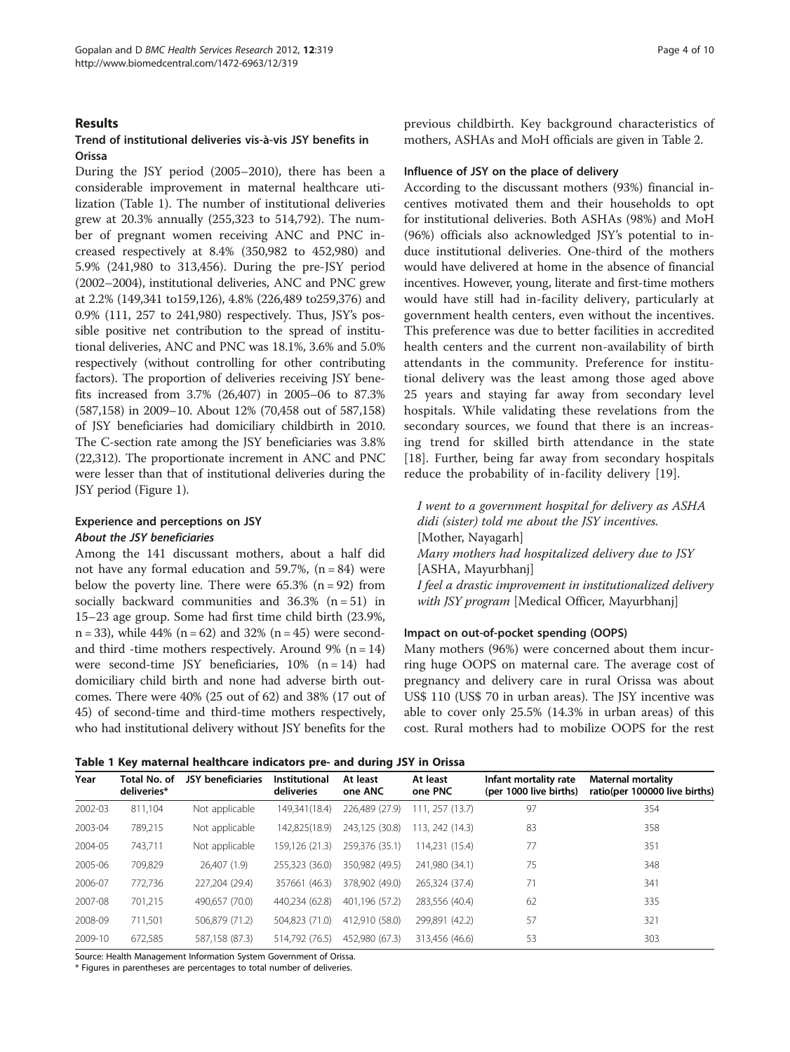## Results

### Trend of institutional deliveries vis-à-vis JSY benefits in Orissa

During the JSY period (2005–2010), there has been a considerable improvement in maternal healthcare utilization (Table 1). The number of institutional deliveries grew at 20.3% annually (255,323 to 514,792). The number of pregnant women receiving ANC and PNC increased respectively at 8.4% (350,982 to 452,980) and 5.9% (241,980 to 313,456). During the pre-JSY period (2002–2004), institutional deliveries, ANC and PNC grew at 2.2% (149,341 to159,126), 4.8% (226,489 to259,376) and 0.9% (111, 257 to 241,980) respectively. Thus, JSY's possible positive net contribution to the spread of institutional deliveries, ANC and PNC was 18.1%, 3.6% and 5.0% respectively (without controlling for other contributing factors). The proportion of deliveries receiving JSY benefits increased from 3.7% (26,407) in 2005–06 to 87.3% (587,158) in 2009–10. About 12% (70,458 out of 587,158) of JSY beneficiaries had domiciliary childbirth in 2010. The C-section rate among the JSY beneficiaries was 3.8% (22,312). The proportionate increment in ANC and PNC were lesser than that of institutional deliveries during the JSY period (Figure 1).

### Experience and perceptions on JSY

#### *About the JSY beneficiaries*

Among the 141 discussant mothers, about a half did not have any formal education and 59.7%, (n = 84) were below the poverty line. There were 65.3% (n = 92) from socially backward communities and 36.3% (n = 51) in 15–23 age group. Some had first time child birth (23.9%, n = 33), while 44% (n = 62) and 32% (n = 45) were second- and third -time mothers respectively. Around 9% (n = 14) were second-time JSY beneficiaries, 10% (n = 14) had domiciliary child birth and none had adverse birth outcomes. There were 40% (25 out of 62) and 38% (17 out of 45) of second-time and third-time mothers respectively, who had institutional delivery without JSY benefits for the previous childbirth. Key background characteristics of mothers, ASHAs and MoH officials are given in Table 2.

### Influence of JSY on the place of delivery

According to the discussant mothers (93%) financial incentives motivated them and their households to opt for institutional deliveries. Both ASHAs (98%) and MoH (96%) officials also acknowledged JSY's potential to induce institutional deliveries. One-third of the mothers would have delivered at home in the absence of financial incentives. However, young, literate and first-time mothers would have still had in-facility delivery, particularly at government health centers, even without the incentives. This preference was due to better facilities in accredited health centers and the current non-availability of birth attendants in the community. Preference for institutional delivery was the least among those aged above 25 years and staying far away from secondary level hospitals. While validating these revelations from the secondary sources, we found that there is an increasing trend for skilled birth attendance in the state [18]. Further, being far away from secondary hospitals reduce the probability of in-facility delivery [19].

*I went to a government hospital for delivery as ASHA didi (sister) told me about the JSY incentives.*
[Mother, Nayagarh]
*Many mothers had hospitalized delivery due to JSY*
[ASHA, Mayurbhanj]
*I feel a drastic improvement in institutionalized delivery with JSY program* [Medical Officer, Mayurbhanj]

### Impact on out-of-pocket spending (OOPS)

Many mothers (96%) were concerned about them incurring huge OOPS on maternal care. The average cost of pregnancy and delivery care in rural Orissa was about US$ 110 (US$ 70 in urban areas). The JSY incentive was able to cover only 25.5% (14.3% in urban areas) of this cost. Rural mothers had to mobilize OOPS for the rest

**Table 1 Key maternal healthcare indicators pre- and during JSY in Orissa**

| Year | Total No. of deliveries* | JSY beneficiaries | Institutional deliveries | At least one ANC | At least one PNC | Infant mortality rate (per 1000 live births) | Maternal mortality ratio(per 100000 live births) |
|---|---|---|---|---|---|---|---|
| 2002-03 | 811,104 | Not applicable | 149,341(18.4) | 226,489 (27.9) | 111, 257 (13.7) | 97 | 354 |
| 2003-04 | 789,215 | Not applicable | 142,825(18.9) | 243,125 (30.8) | 113, 242 (14.3) | 83 | 358 |
| 2004-05 | 743,711 | Not applicable | 159,126 (21.3) | 259,376 (35.1) | 114,231 (15.4) | 77 | 351 |
| 2005-06 | 709,829 | 26,407 (1.9) | 255,323 (36.0) | 350,982 (49.5) | 241,980 (34.1) | 75 | 348 |
| 2006-07 | 772,736 | 227,204 (29.4) | 357661 (46.3) | 378,902 (49.0) | 265,324 (37.4) | 71 | 341 |
| 2007-08 | 701,215 | 490,657 (70.0) | 440,234 (62.8) | 401,196 (57.2) | 283,556 (40.4) | 62 | 335 |
| 2008-09 | 711,501 | 506,879 (71.2) | 504,823 (71.0) | 412,910 (58.0) | 299,891 (42.2) | 57 | 321 |
| 2009-10 | 672,585 | 587,158 (87.3) | 514,792 (76.5) | 452,980 (67.3) | 313,456 (46.6) | 53 | 303 |

Source: Health Management Information System Government of Orissa.
\* Figures in parentheses are percentages to total number of deliveries.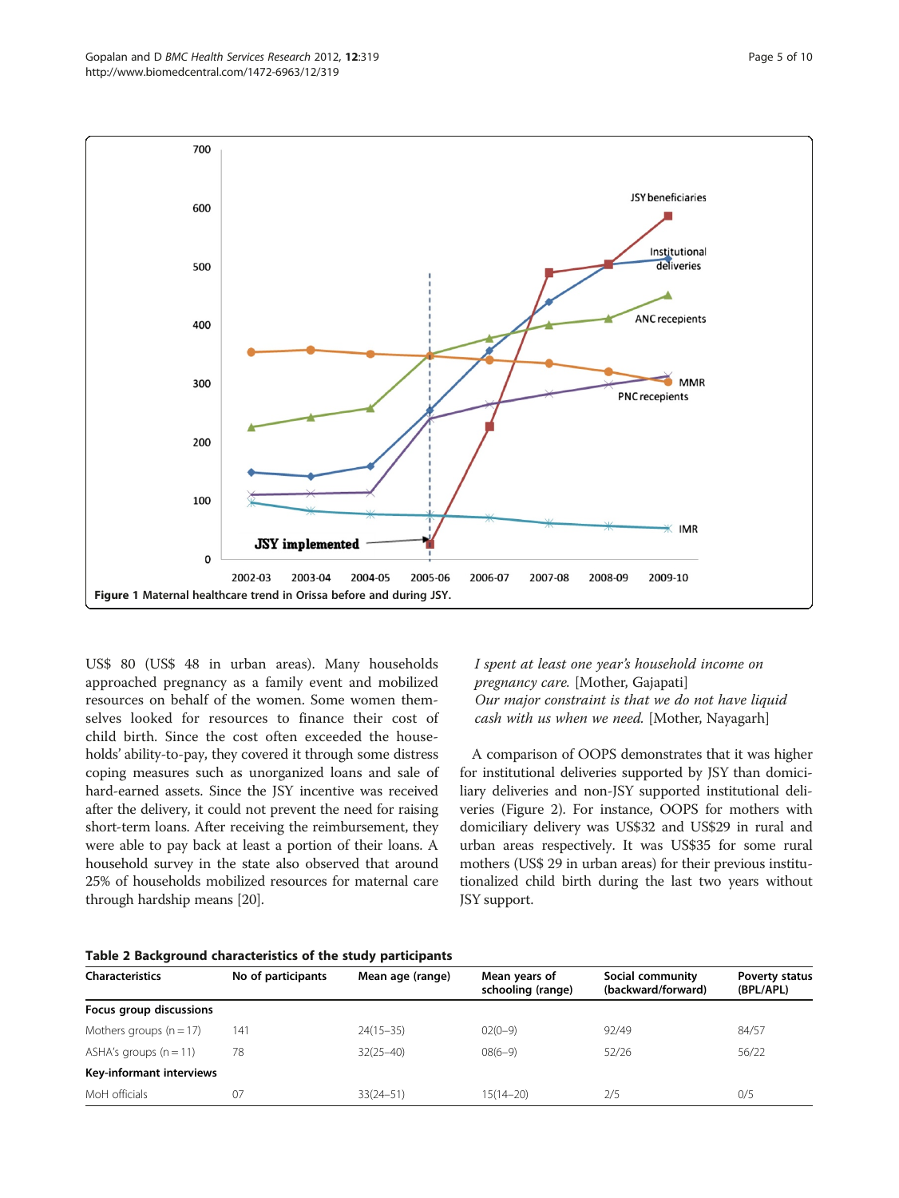Figure 1 Maternal healthcare trend in Orissa before and during JSY.

US$ 80 (US$ 48 in urban areas). Many households approached pregnancy as a family event and mobilized resources on behalf of the women. Some women themselves looked for resources to finance their cost of child birth. Since the cost often exceeded the households' ability-to-pay, they covered it through some distress coping measures such as unorganized loans and sale of hard-earned assets. Since the JSY incentive was received after the delivery, it could not prevent the need for raising short-term loans. After receiving the reimbursement, they were able to pay back at least a portion of their loans. A household survey in the state also observed that around 25% of households mobilized resources for maternal care through hardship means [20].

*I spent at least one year's household income on pregnancy care.* [Mother, Gajapati]
*Our major constraint is that we do not have liquid cash with us when we need.* [Mother, Nayagarh]

A comparison of OOPS demonstrates that it was higher for institutional deliveries supported by JSY than domiciliary deliveries and non-JSY supported institutional deliveries (Figure 2). For instance, OOPS for mothers with domiciliary delivery was US$32 and US$29 in rural and urban areas respectively. It was US$35 for some rural mothers (US$ 29 in urban areas) for their previous institutionalized child birth during the last two years without JSY support.

**Table 2 Background characteristics of the study participants**

| Characteristics | No of participants | Mean age (range) | Mean years of schooling (range) | Social community (backward/forward) | Poverty status (BPL/APL) |
|---|---|---|---|---|---|
| **Focus group discussions** | | | | | |
| Mothers groups (n = 17) | 141 | 24(15–35) | 02(0–9) | 92/49 | 84/57 |
| ASHA's groups (n = 11) | 78 | 32(25–40) | 08(6–9) | 52/26 | 56/22 |
| **Key-informant interviews** | | | | | |
| MoH officials | 07 | 33(24–51) | 15(14–20) | 2/5 | 0/5 |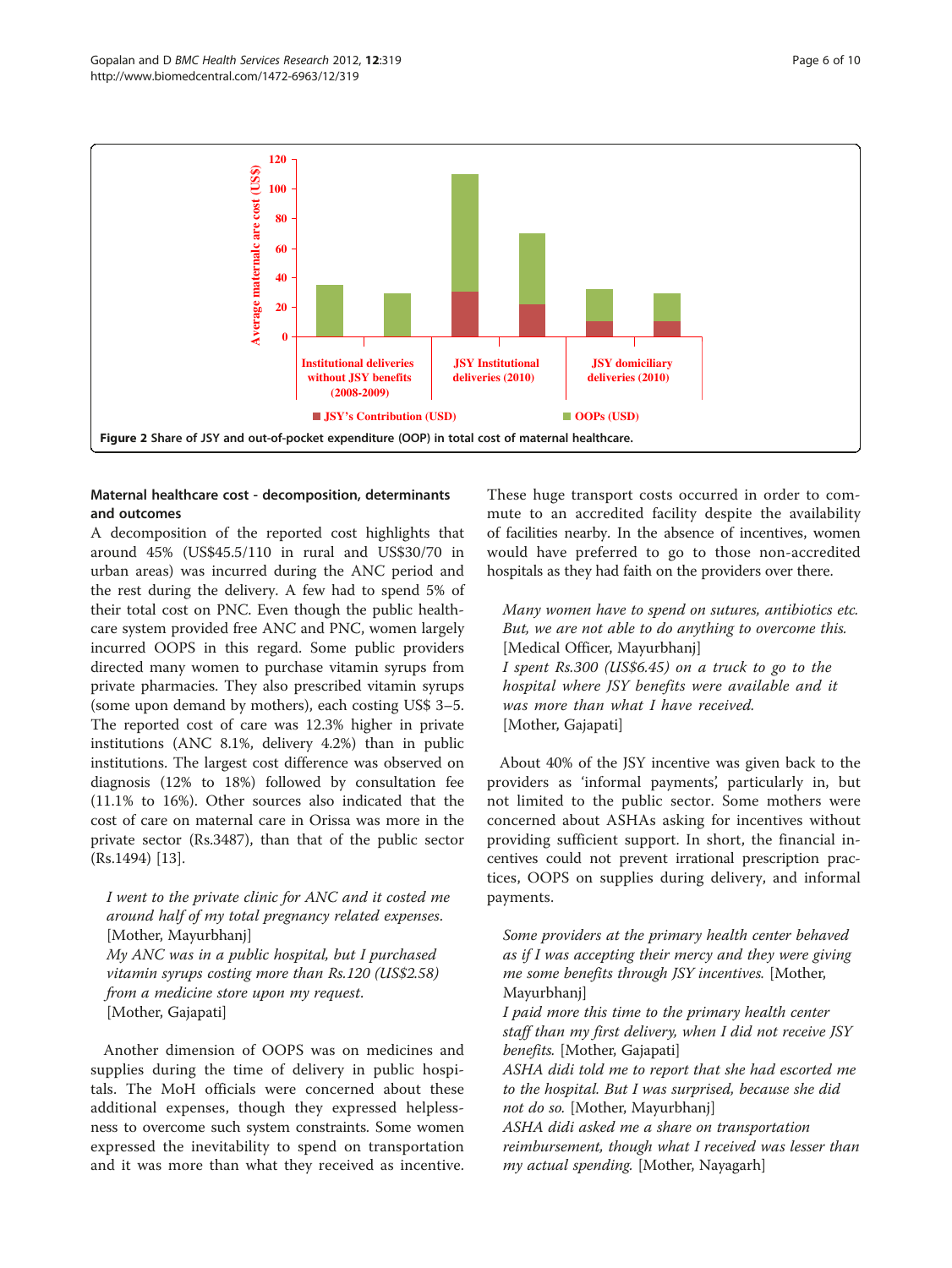120
100
80
60
40
20
0

Average maternalc are cost (US$)

Institutional deliveries without JSY benefits (2008-2009)

JSY Institutional deliveries (2010)

JSY domiciliary deliveries (2010)

JSY's Contribution (USD)

OOPs (USD)

**Figure 2 Share of JSY and out-of-pocket expenditure (OOP) in total cost of maternal healthcare.**

### Maternal healthcare cost - decomposition, determinants and outcomes

A decomposition of the reported cost highlights that around 45% (US$45.5/110 in rural and US$30/70 in urban areas) was incurred during the ANC period and the rest during the delivery. A few had to spend 5% of their total cost on PNC. Even though the public healthcare system provided free ANC and PNC, women largely incurred OOPS in this regard. Some public providers directed many women to purchase vitamin syrups from private pharmacies. They also prescribed vitamin syrups (some upon demand by mothers), each costing US$ 3–5. The reported cost of care was 12.3% higher in private institutions (ANC 8.1%, delivery 4.2%) than in public institutions. The largest cost difference was observed on diagnosis (12% to 18%) followed by consultation fee (11.1% to 16%). Other sources also indicated that the cost of care on maternal care in Orissa was more in the private sector (Rs.3487), than that of the public sector (Rs.1494) [13].

> *I went to the private clinic for ANC and it costed me around half of my total pregnancy related expenses.* [Mother, Mayurbhanj]
>
> *My ANC was in a public hospital, but I purchased vitamin syrups costing more than Rs.120 (US$2.58) from a medicine store upon my request.* [Mother, Gajapati]

Another dimension of OOPS was on medicines and supplies during the time of delivery in public hospitals. The MoH officials were concerned about these additional expenses, though they expressed helplessness to overcome such system constraints. Some women expressed the inevitability to spend on transportation and it was more than what they received as incentive. These huge transport costs occurred in order to commute to an accredited facility despite the availability of facilities nearby. In the absence of incentives, women would have preferred to go to those non-accredited hospitals as they had faith on the providers over there.

> *Many women have to spend on sutures, antibiotics etc. But, we are not able to do anything to overcome this.* [Medical Officer, Mayurbhanj]
>
> *I spent Rs.300 (US$6.45) on a truck to go to the hospital where JSY benefits were available and it was more than what I have received.* [Mother, Gajapati]

About 40% of the JSY incentive was given back to the providers as 'informal payments', particularly in, but not limited to the public sector. Some mothers were concerned about ASHAs asking for incentives without providing sufficient support. In short, the financial incentives could not prevent irrational prescription practices, OOPS on supplies during delivery, and informal payments.

> *Some providers at the primary health center behaved as if I was accepting their mercy and they were giving me some benefits through JSY incentives.* [Mother, Mayurbhanj]
>
> *I paid more this time to the primary health center staff than my first delivery, when I did not receive JSY benefits.* [Mother, Gajapati]
>
> *ASHA didi told me to report that she had escorted me to the hospital. But I was surprised, because she did not do so.* [Mother, Mayurbhanj]
>
> *ASHA didi asked me a share on transportation reimbursement, though what I received was lesser than my actual spending.* [Mother, Nayagarh]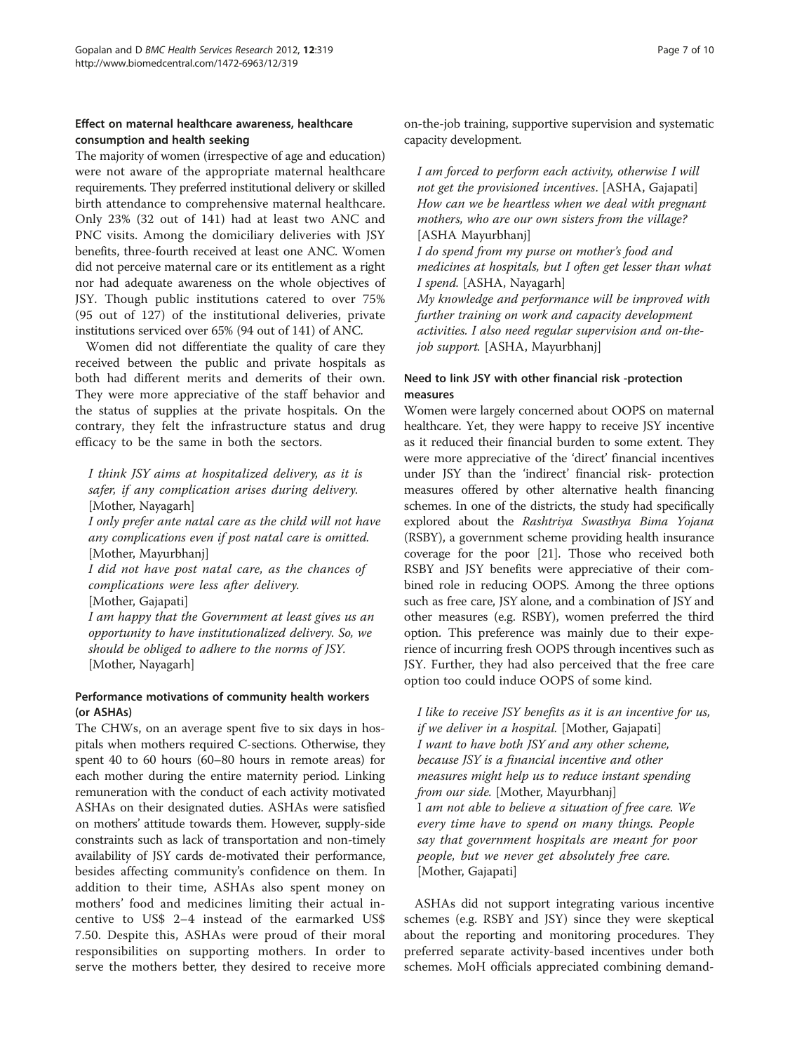#### Effect on maternal healthcare awareness, healthcare consumption and health seeking

The majority of women (irrespective of age and education) were not aware of the appropriate maternal healthcare requirements. They preferred institutional delivery or skilled birth attendance to comprehensive maternal healthcare. Only 23% (32 out of 141) had at least two ANC and PNC visits. Among the domiciliary deliveries with JSY benefits, three-fourth received at least one ANC. Women did not perceive maternal care or its entitlement as a right nor had adequate awareness on the whole objectives of JSY. Though public institutions catered to over 75% (95 out of 127) of the institutional deliveries, private institutions serviced over 65% (94 out of 141) of ANC.

Women did not differentiate the quality of care they received between the public and private hospitals as both had different merits and demerits of their own. They were more appreciative of the staff behavior and the status of supplies at the private hospitals. On the contrary, they felt the infrastructure status and drug efficacy to be the same in both the sectors.

> *I think JSY aims at hospitalized delivery, as it is safer, if any complication arises during delivery.* [Mother, Nayagarh]
>
> *I only prefer ante natal care as the child will not have any complications even if post natal care is omitted.* [Mother, Mayurbhanj]
>
> *I did not have post natal care, as the chances of complications were less after delivery.* [Mother, Gajapati]
>
> *I am happy that the Government at least gives us an opportunity to have institutionalized delivery. So, we should be obliged to adhere to the norms of JSY.* [Mother, Nayagarh]

#### Performance motivations of community health workers (or ASHAs)

The CHWs, on an average spent five to six days in hospitals when mothers required C-sections. Otherwise, they spent 40 to 60 hours (60–80 hours in remote areas) for each mother during the entire maternity period. Linking remuneration with the conduct of each activity motivated ASHAs on their designated duties. ASHAs were satisfied on mothers' attitude towards them. However, supply-side constraints such as lack of transportation and non-timely availability of JSY cards de-motivated their performance, besides affecting community's confidence on them. In addition to their time, ASHAs also spent money on mothers' food and medicines limiting their actual incentive to US$ 2–4 instead of the earmarked US$ 7.50. Despite this, ASHAs were proud of their moral responsibilities on supporting mothers. In order to serve the mothers better, they desired to receive more on-the-job training, supportive supervision and systematic capacity development.

> *I am forced to perform each activity, otherwise I will not get the provisioned incentives*. [ASHA, Gajapati]
>
> *How can we be heartless when we deal with pregnant mothers, who are our own sisters from the village?* [ASHA Mayurbhanj]
>
> *I do spend from my purse on mother's food and medicines at hospitals, but I often get lesser than what I spend.* [ASHA, Nayagarh]
>
> *My knowledge and performance will be improved with further training on work and capacity development activities. I also need regular supervision and on-the-job support.* [ASHA, Mayurbhanj]

#### Need to link JSY with other financial risk -protection measures

Women were largely concerned about OOPS on maternal healthcare. Yet, they were happy to receive JSY incentive as it reduced their financial burden to some extent. They were more appreciative of the 'direct' financial incentives under JSY than the 'indirect' financial risk- protection measures offered by other alternative health financing schemes. In one of the districts, the study had specifically explored about the *Rashtriya Swasthya Bima Yojana* (RSBY), a government scheme providing health insurance coverage for the poor [21]. Those who received both RSBY and JSY benefits were appreciative of their combined role in reducing OOPS. Among the three options such as free care, JSY alone, and a combination of JSY and other measures (e.g. RSBY), women preferred the third option. This preference was mainly due to their experience of incurring fresh OOPS through incentives such as JSY. Further, they had also perceived that the free care option too could induce OOPS of some kind.

> *I like to receive JSY benefits as it is an incentive for us, if we deliver in a hospital.* [Mother, Gajapati]
>
> *I want to have both JSY and any other scheme, because JSY is a financial incentive and other measures might help us to reduce instant spending from our side.* [Mother, Mayurbhanj]
>
> *I am not able to believe a situation of free care. We every time have to spend on many things. People say that government hospitals are meant for poor people, but we never get absolutely free care.* [Mother, Gajapati]

ASHAs did not support integrating various incentive schemes (e.g. RSBY and JSY) since they were skeptical about the reporting and monitoring procedures. They preferred separate activity-based incentives under both schemes. MoH officials appreciated combining demand-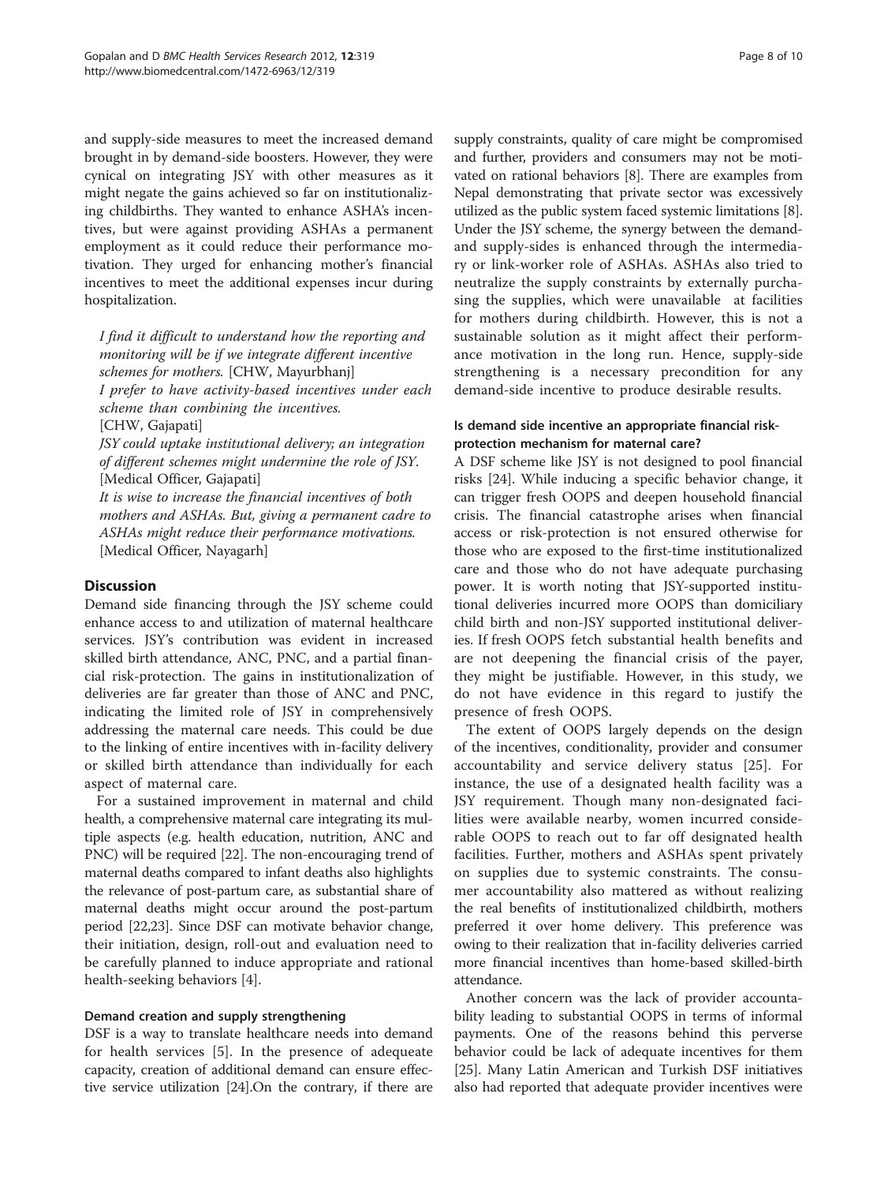and supply-side measures to meet the increased demand brought in by demand-side boosters. However, they were cynical on integrating JSY with other measures as it might negate the gains achieved so far on institutionalizing childbirths. They wanted to enhance ASHA's incentives, but were against providing ASHAs a permanent employment as it could reduce their performance motivation. They urged for enhancing mother's financial incentives to meet the additional expenses incur during hospitalization.

*I find it difficult to understand how the reporting and monitoring will be if we integrate different incentive schemes for mothers.* [CHW, Mayurbhanj]

*I prefer to have activity-based incentives under each scheme than combining the incentives.*
[CHW, Gajapati]

*JSY could uptake institutional delivery; an integration of different schemes might undermine the role of JSY.*
[Medical Officer, Gajapati]

*It is wise to increase the financial incentives of both mothers and ASHAs. But, giving a permanent cadre to ASHAs might reduce their performance motivations.*
[Medical Officer, Nayagarh]

## Discussion

Demand side financing through the JSY scheme could enhance access to and utilization of maternal healthcare services. JSY's contribution was evident in increased skilled birth attendance, ANC, PNC, and a partial financial risk-protection. The gains in institutionalization of deliveries are far greater than those of ANC and PNC, indicating the limited role of JSY in comprehensively addressing the maternal care needs. This could be due to the linking of entire incentives with in-facility delivery or skilled birth attendance than individually for each aspect of maternal care.

For a sustained improvement in maternal and child health, a comprehensive maternal care integrating its multiple aspects (e.g. health education, nutrition, ANC and PNC) will be required [22]. The non-encouraging trend of maternal deaths compared to infant deaths also highlights the relevance of post-partum care, as substantial share of maternal deaths might occur around the post-partum period [22,23]. Since DSF can motivate behavior change, their initiation, design, roll-out and evaluation need to be carefully planned to induce appropriate and rational health-seeking behaviors [4].

### Demand creation and supply strengthening

DSF is a way to translate healthcare needs into demand for health services [5]. In the presence of adequeate capacity, creation of additional demand can ensure effective service utilization [24].On the contrary, if there are supply constraints, quality of care might be compromised and further, providers and consumers may not be motivated on rational behaviors [8]. There are examples from Nepal demonstrating that private sector was excessively utilized as the public system faced systemic limitations [8]. Under the JSY scheme, the synergy between the demand- and supply-sides is enhanced through the intermediary or link-worker role of ASHAs. ASHAs also tried to neutralize the supply constraints by externally purchasing the supplies, which were unavailable at facilities for mothers during childbirth. However, this is not a sustainable solution as it might affect their performance motivation in the long run. Hence, supply-side strengthening is a necessary precondition for any demand-side incentive to produce desirable results.

### Is demand side incentive an appropriate financial risk-protection mechanism for maternal care?

A DSF scheme like JSY is not designed to pool financial risks [24]. While inducing a specific behavior change, it can trigger fresh OOPS and deepen household financial crisis. The financial catastrophe arises when financial access or risk-protection is not ensured otherwise for those who are exposed to the first-time institutionalized care and those who do not have adequate purchasing power. It is worth noting that JSY-supported institutional deliveries incurred more OOPS than domiciliary child birth and non-JSY supported institutional deliveries. If fresh OOPS fetch substantial health benefits and are not deepening the financial crisis of the payer, they might be justifiable. However, in this study, we do not have evidence in this regard to justify the presence of fresh OOPS.

The extent of OOPS largely depends on the design of the incentives, conditionality, provider and consumer accountability and service delivery status [25]. For instance, the use of a designated health facility was a JSY requirement. Though many non-designated facilities were available nearby, women incurred considerable OOPS to reach out to far off designated health facilities. Further, mothers and ASHAs spent privately on supplies due to systemic constraints. The consumer accountability also mattered as without realizing the real benefits of institutionalized childbirth, mothers preferred it over home delivery. This preference was owing to their realization that in-facility deliveries carried more financial incentives than home-based skilled-birth attendance.

Another concern was the lack of provider accountability leading to substantial OOPS in terms of informal payments. One of the reasons behind this perverse behavior could be lack of adequate incentives for them [25]. Many Latin American and Turkish DSF initiatives also had reported that adequate provider incentives were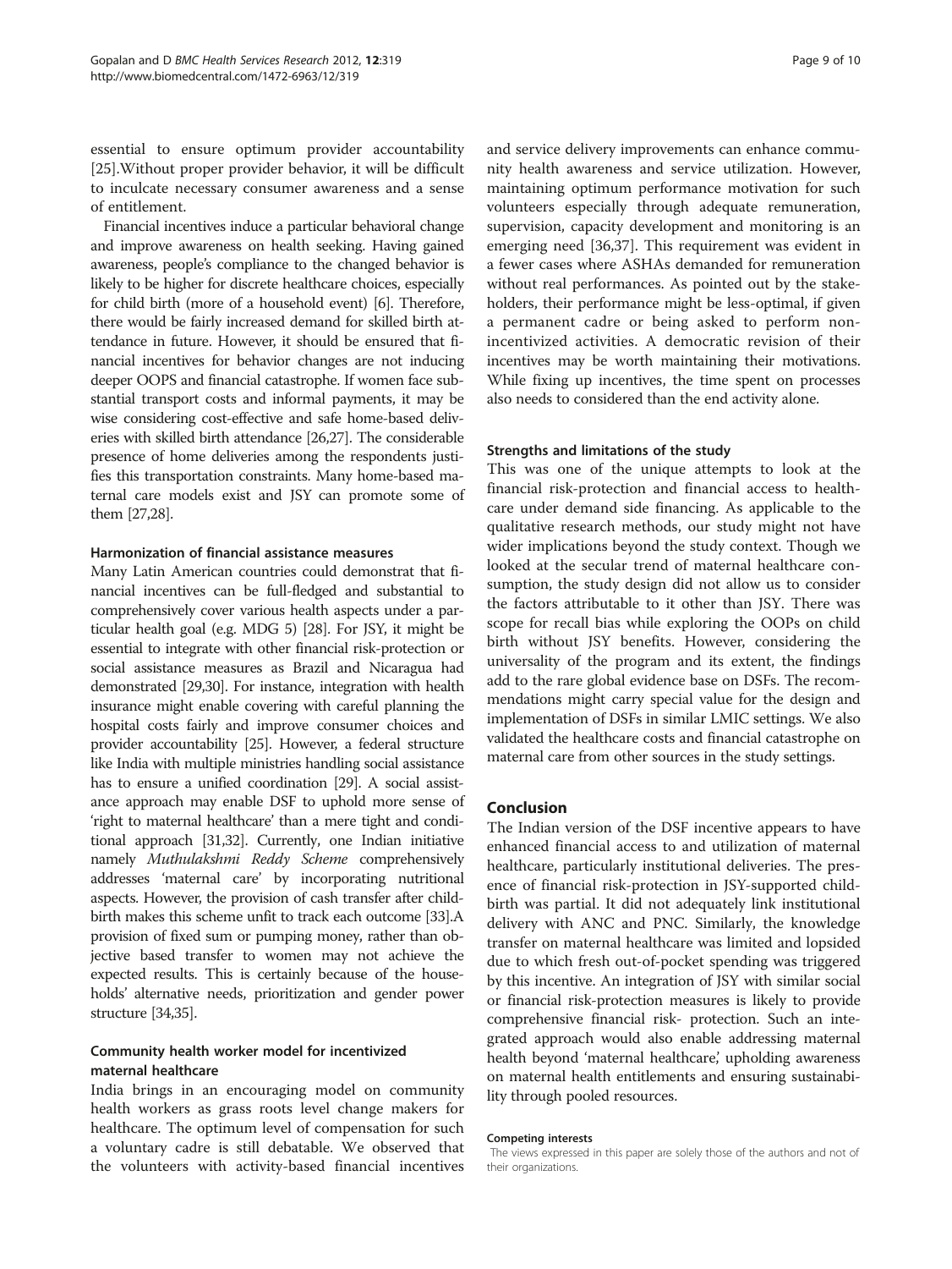essential to ensure optimum provider accountability [25].Without proper provider behavior, it will be difficult to inculcate necessary consumer awareness and a sense of entitlement.

Financial incentives induce a particular behavioral change and improve awareness on health seeking. Having gained awareness, people's compliance to the changed behavior is likely to be higher for discrete healthcare choices, especially for child birth (more of a household event) [6]. Therefore, there would be fairly increased demand for skilled birth attendance in future. However, it should be ensured that financial incentives for behavior changes are not inducing deeper OOPS and financial catastrophe. If women face substantial transport costs and informal payments, it may be wise considering cost-effective and safe home-based deliveries with skilled birth attendance [26,27]. The considerable presence of home deliveries among the respondents justifies this transportation constraints. Many home-based maternal care models exist and JSY can promote some of them [27,28].

### Harmonization of financial assistance measures

Many Latin American countries could demonstrat that financial incentives can be full-fledged and substantial to comprehensively cover various health aspects under a particular health goal (e.g. MDG 5) [28]. For JSY, it might be essential to integrate with other financial risk-protection or social assistance measures as Brazil and Nicaragua had demonstrated [29,30]. For instance, integration with health insurance might enable covering with careful planning the hospital costs fairly and improve consumer choices and provider accountability [25]. However, a federal structure like India with multiple ministries handling social assistance has to ensure a unified coordination [29]. A social assistance approach may enable DSF to uphold more sense of 'right to maternal healthcare' than a mere tight and conditional approach [31,32]. Currently, one Indian initiative namely *Muthulakshmi Reddy Scheme* comprehensively addresses 'maternal care' by incorporating nutritional aspects. However, the provision of cash transfer after childbirth makes this scheme unfit to track each outcome [33].A provision of fixed sum or pumping money, rather than objective based transfer to women may not achieve the expected results. This is certainly because of the households' alternative needs, prioritization and gender power structure [34,35].

### Community health worker model for incentivized maternal healthcare

India brings in an encouraging model on community health workers as grass roots level change makers for healthcare. The optimum level of compensation for such a voluntary cadre is still debatable. We observed that the volunteers with activity-based financial incentives and service delivery improvements can enhance community health awareness and service utilization. However, maintaining optimum performance motivation for such volunteers especially through adequate remuneration, supervision, capacity development and monitoring is an emerging need [36,37]. This requirement was evident in a fewer cases where ASHAs demanded for remuneration without real performances. As pointed out by the stakeholders, their performance might be less-optimal, if given a permanent cadre or being asked to perform non-incentivized activities. A democratic revision of their incentives may be worth maintaining their motivations. While fixing up incentives, the time spent on processes also needs to considered than the end activity alone.

### Strengths and limitations of the study

This was one of the unique attempts to look at the financial risk-protection and financial access to healthcare under demand side financing. As applicable to the qualitative research methods, our study might not have wider implications beyond the study context. Though we looked at the secular trend of maternal healthcare consumption, the study design did not allow us to consider the factors attributable to it other than JSY. There was scope for recall bias while exploring the OOPs on child birth without JSY benefits. However, considering the universality of the program and its extent, the findings add to the rare global evidence base on DSFs. The recommendations might carry special value for the design and implementation of DSFs in similar LMIC settings. We also validated the healthcare costs and financial catastrophe on maternal care from other sources in the study settings.

## Conclusion

The Indian version of the DSF incentive appears to have enhanced financial access to and utilization of maternal healthcare, particularly institutional deliveries. The presence of financial risk-protection in JSY-supported childbirth was partial. It did not adequately link institutional delivery with ANC and PNC. Similarly, the knowledge transfer on maternal healthcare was limited and lopsided due to which fresh out-of-pocket spending was triggered by this incentive. An integration of JSY with similar social or financial risk-protection measures is likely to provide comprehensive financial risk- protection. Such an integrated approach would also enable addressing maternal health beyond 'maternal healthcare,' upholding awareness on maternal health entitlements and ensuring sustainability through pooled resources.

#### Competing interests

The views expressed in this paper are solely those of the authors and not of their organizations.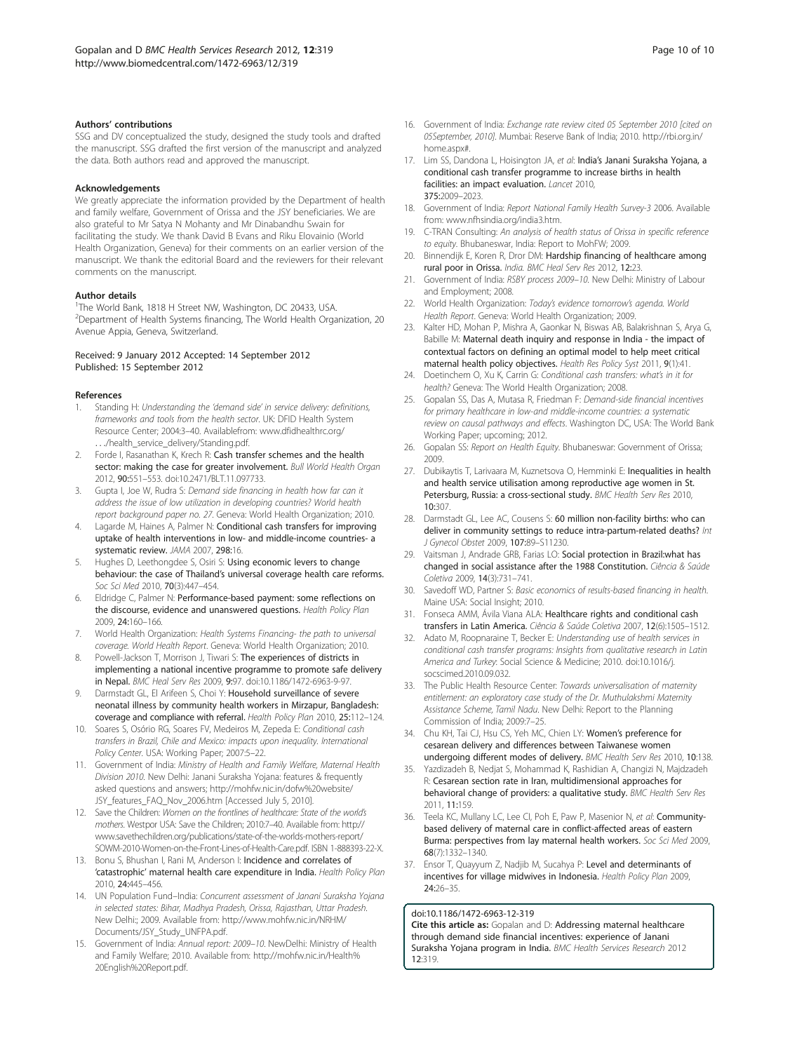#### Authors' contributions

SSG and DV conceptualized the study, designed the study tools and drafted the manuscript. SSG drafted the first version of the manuscript and analyzed the data. Both authors read and approved the manuscript.

#### Acknowledgements

We greatly appreciate the information provided by the Department of health and family welfare, Government of Orissa and the JSY beneficiaries. We are also grateful to Mr Satya N Mohanty and Mr Dinabandhu Swain for facilitating the study. We thank David B Evans and Riku Elovainio (World Health Organization, Geneva) for their comments on an earlier version of the manuscript. We thank the editorial Board and the reviewers for their relevant comments on the manuscript.

#### Author details

[1]The World Bank, 1818 H Street NW, Washington, DC 20433, USA. [2]Department of Health Systems financing, The World Health Organization, 20 Avenue Appia, Geneva, Switzerland.

Received: 9 January 2012 Accepted: 14 September 2012
Published: 15 September 2012

#### References

1. Standing H: *Understanding the 'demand side' in service delivery: definitions, frameworks and tools from the health sector.* UK: DFID Health System Resource Center; 2004:3–40. Availablefrom: www.dfidhealthrc.org/ . . ./health_service_delivery/Standing.pdf.
2. Forde I, Rasanathan K, Krech R: **Cash transfer schemes and the health sector: making the case for greater involvement.** *Bull World Health Organ* 2012, **90:**551–553. doi:10.2471/BLT.11.097733.
3. Gupta I, Joe W, Rudra S: *Demand side financing in health how far can it address the issue of low utilization in developing countries? World health report background paper no. 27.* Geneva: World Health Organization; 2010.
4. Lagarde M, Haines A, Palmer N: **Conditional cash transfers for improving uptake of health interventions in low- and middle-income countries- a systematic review.** *JAMA* 2007, **298:**16.
5. Hughes D, Leethongdee S, Osiri S: **Using economic levers to change behaviour: the case of Thailand's universal coverage health care reforms.** *Soc Sci Med* 2010, **70**(3):447–454.
6. Eldridge C, Palmer N: **Performance-based payment: some reflections on the discourse, evidence and unanswered questions.** *Health Policy Plan* 2009, **24:**160–166.
7. World Health Organization: *Health Systems Financing- the path to universal coverage. World Health Report.* Geneva: World Health Organization; 2010.
8. Powell-Jackson T, Morrison J, Tiwari S: **The experiences of districts in implementing a national incentive programme to promote safe delivery in Nepal.** *BMC Heal Serv Res* 2009, **9:**97. doi:10.1186/1472-6963-9-97.
9. Darmstadt GL, El Arifeen S, Choi Y: **Household surveillance of severe neonatal illness by community health workers in Mirzapur, Bangladesh: coverage and compliance with referral.** *Health Policy Plan* 2010, **25:**112–124.
10. Soares S, Osório RG, Soares FV, Medeiros M, Zepeda E: *Conditional cash transfers in Brazil, Chile and Mexico: impacts upon inequality. International Policy Center.* USA: Working Paper; 2007:5–22.
11. Government of India: *Ministry of Health and Family Welfare, Maternal Health Division 2010.* New Delhi: Janani Suraksha Yojana: features & frequently asked questions and answers; http://mohfw.nic.in/dofw%20website/ JSY_features_FAQ_Nov_2006.htm [Accessed July 5, 2010].
12. Save the Children: *Women on the frontlines of healthcare: State of the world's mothers.* Westpor USA: Save the Children; 2010:7–40. Available from: http:// www.savethechildren.org/publications/state-of-the-worlds-mothers-report/ SOWM-2010-Women-on-the-Front-Lines-of-Health-Care.pdf. ISBN 1-888393-22-X.
13. Bonu S, Bhushan I, Rani M, Anderson I: **Incidence and correlates of 'catastrophic' maternal health care expenditure in India.** *Health Policy Plan* 2010, **24:**445–456.
14. UN Population Fund–India: *Concurrent assessment of Janani Suraksha Yojana in selected states: Bihar, Madhya Pradesh, Orissa, Rajasthan, Uttar Pradesh.* New Delhi:; 2009. Available from: http://www.mohfw.nic.in/NRHM/ Documents/JSY_Study_UNFPA.pdf.
15. Government of India: *Annual report: 2009–10.* NewDelhi: Ministry of Health and Family Welfare; 2010. Available from: http://mohfw.nic.in/Health% 20English%20Report.pdf.
16. Government of India: *Exchange rate review cited 05 September 2010 [cited on 05September, 2010].* Mumbai: Reserve Bank of India; 2010. http://rbi.org.in/ home.aspx#.
17. Lim SS, Dandona L, Hoisington JA, *et al*: **India's Janani Suraksha Yojana, a conditional cash transfer programme to increase births in health facilities: an impact evaluation.** *Lancet* 2010, **375:**2009–2023.
18. Government of India: *Report National Family Health Survey-3* 2006. Available from: www.nfhsindia.org/india3.htm.
19. C-TRAN Consulting: *An analysis of health status of Orissa in specific reference to equity.* Bhubaneswar, India: Report to MohFW; 2009.
20. Binnendijk E, Koren R, Dror DM: **Hardship financing of healthcare among rural poor in Orissa.** *India. BMC Heal Serv Res* 2012, **12:**23.
21. Government of India: *RSBY process 2009–10.* New Delhi: Ministry of Labour and Employment; 2008.
22. World Health Organization: *Today's evidence tomorrow's agenda. World Health Report.* Geneva: World Health Organization; 2009.
23. Kalter HD, Mohan P, Mishra A, Gaonkar N, Biswas AB, Balakrishnan S, Arya G, Babille M: **Maternal death inquiry and response in India - the impact of contextual factors on defining an optimal model to help meet critical maternal health policy objectives.** *Health Res Policy Syst* 2011, **9**(1):41.
24. Doetinchem O, Xu K, Carrin G: *Conditional cash transfers: what's in it for health?* Geneva: The World Health Organization; 2008.
25. Gopalan SS, Das A, Mutasa R, Friedman F: *Demand-side financial incentives for primary healthcare in low-and middle-income countries: a systematic review on causal pathways and effects.* Washington DC, USA: The World Bank Working Paper; upcoming; 2012.
26. Gopalan SS: *Report on Health Equity.* Bhubaneswar: Government of Orissa; 2009.
27. Dubikaytis T, Larivaara M, Kuznetsova O, Hemminki E: **Inequalities in health and health service utilisation among reproductive age women in St. Petersburg, Russia: a cross-sectional study.** *BMC Health Serv Res* 2010, **10:**307.
28. Darmstadt GL, Lee AC, Cousens S: **60 million non-facility births: who can deliver in community settings to reduce intra-partum-related deaths?** *Int J Gynecol Obstet* 2009, **107:**89–S11230.
29. Vaitsman J, Andrade GRB, Farias LO: **Social protection in Brazil:what has changed in social assistance after the 1988 Constitution.** *Ciência & Saúde Coletiva* 2009, **14**(3):731–741.
30. Savedoff WD, Partner S: *Basic economics of results-based financing in health.* Maine USA: Social Insight; 2010.
31. Fonseca AMM, Ávila Viana ALA: **Healthcare rights and conditional cash transfers in Latin America.** *Ciência & Saúde Coletiva* 2007, **12**(6):1505–1512.
32. Adato M, Roopnaraine T, Becker E: *Understanding use of health services in conditional cash transfer programs: Insights from qualitative research in Latin America and Turkey*: Social Science & Medicine; 2010. doi:10.1016/j. socscimed.2010.09.032.
33. The Public Health Resource Center: *Towards universalisation of maternity entitlement: an exploratory case study of the Dr. Muthulakshmi Maternity Assistance Scheme, Tamil Nadu.* New Delhi: Report to the Planning Commission of India; 2009:7–25.
34. Chu KH, Tai CJ, Hsu CS, Yeh MC, Chien LY: **Women's preference for cesarean delivery and differences between Taiwanese women undergoing different modes of delivery.** *BMC Health Serv Res* 2010, **10:**138.
35. Yazdizadeh B, Nedjat S, Mohammad K, Rashidian A, Changizi N, Majdzadeh R: **Cesarean section rate in Iran, multidimensional approaches for behavioral change of providers: a qualitative study.** *BMC Health Serv Res* 2011, **11:**159.
36. Teela KC, Mullany LC, Lee CI, Poh E, Paw P, Masenior N, *et al*: **Community-based delivery of maternal care in conflict-affected areas of eastern Burma: perspectives from lay maternal health workers.** *Soc Sci Med* 2009, **68**(7):1332–1340.
37. Ensor T, Quayyum Z, Nadjib M, Sucahya P: **Level and determinants of incentives for village midwives in Indonesia.** *Health Policy Plan* 2009, **24:**26–35.

doi:10.1186/1472-6963-12-319
**Cite this article as:** Gopalan and D: Addressing maternal healthcare through demand side financial incentives: experience of Janani Suraksha Yojana program in India. *BMC Health Services Research* 2012 **12**:319.